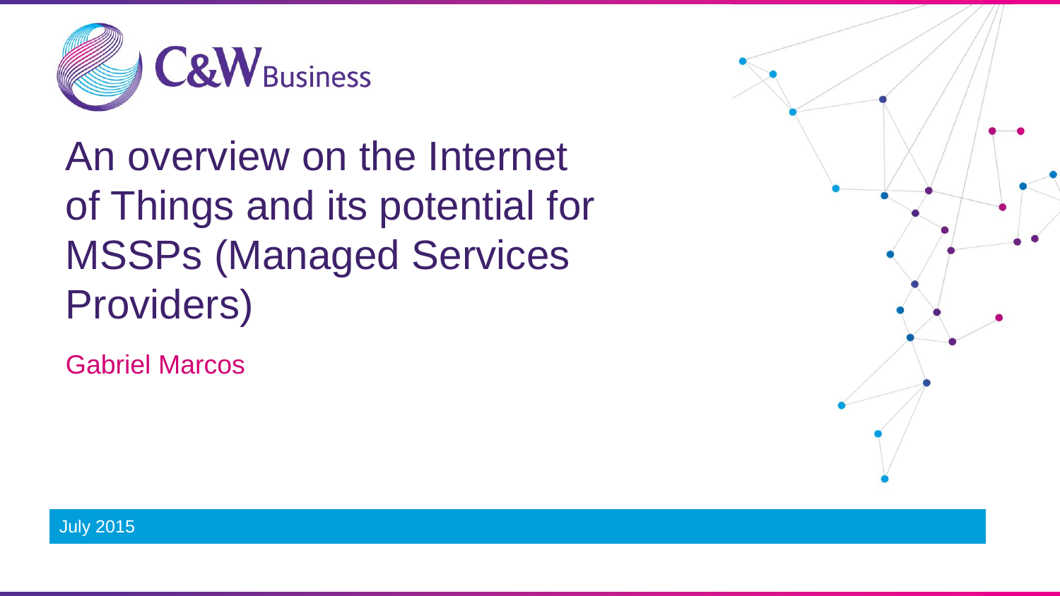C&W Business

# An overview on the Internet of Things and its potential for MSSPs (Managed Services Providers)

Gabriel Marcos

July 2015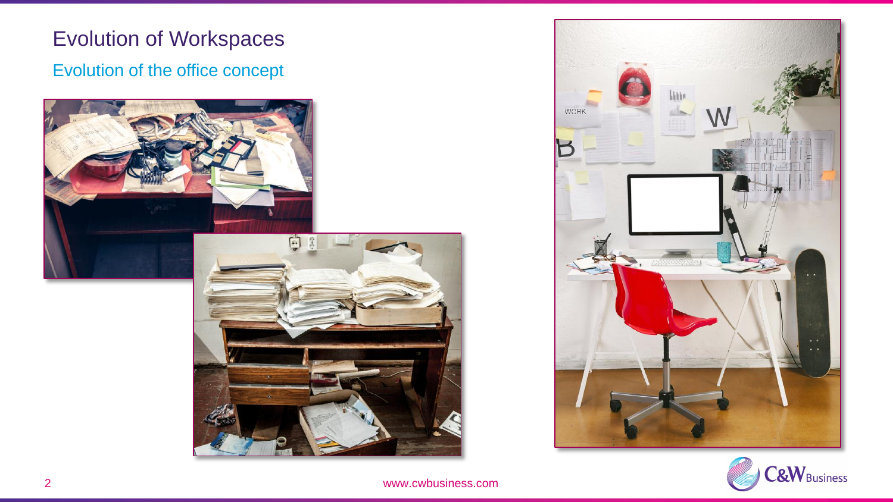# Evolution of Workspaces

## Evolution of the office concept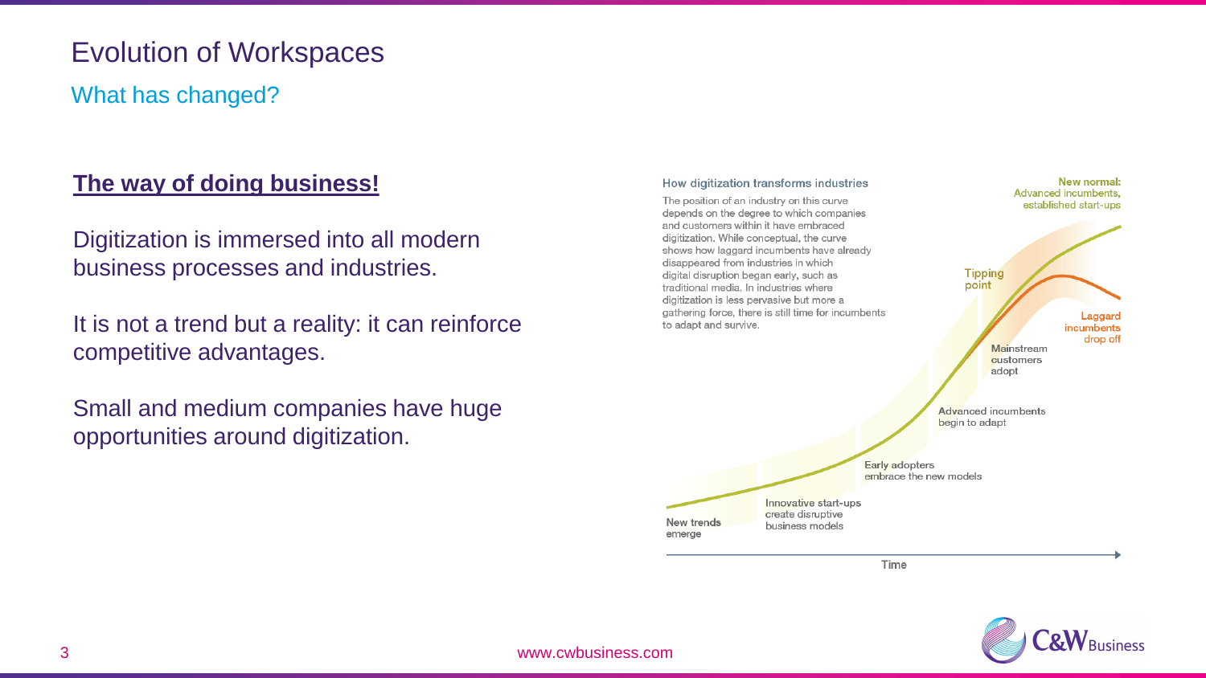# Evolution of Workspaces

## What has changed?

**The way of doing business!**

Digitization is immersed into all modern business processes and industries.

It is not a trend but a reality: it can reinforce competitive advantages.

Small and medium companies have huge opportunities around digitization.

How digitization transforms industries

The position of an industry on this curve depends on the degree to which companies and customers within it have embraced digitization. While conceptual, the curve shows how laggard incumbents have already disappeared from industries in which digital disruption began early, such as traditional media. In industries where digitization is less pervasive but more a gathering force, there is still time for incumbents to adapt and survive.

New normal: Advanced incumbents, established start-ups

Tipping point

Laggard incumbents drop off

Mainstream customers adopt

Advanced incumbents begin to adapt

Early adopters embrace the new models

Innovative start-ups create disruptive business models

New trends emerge

Time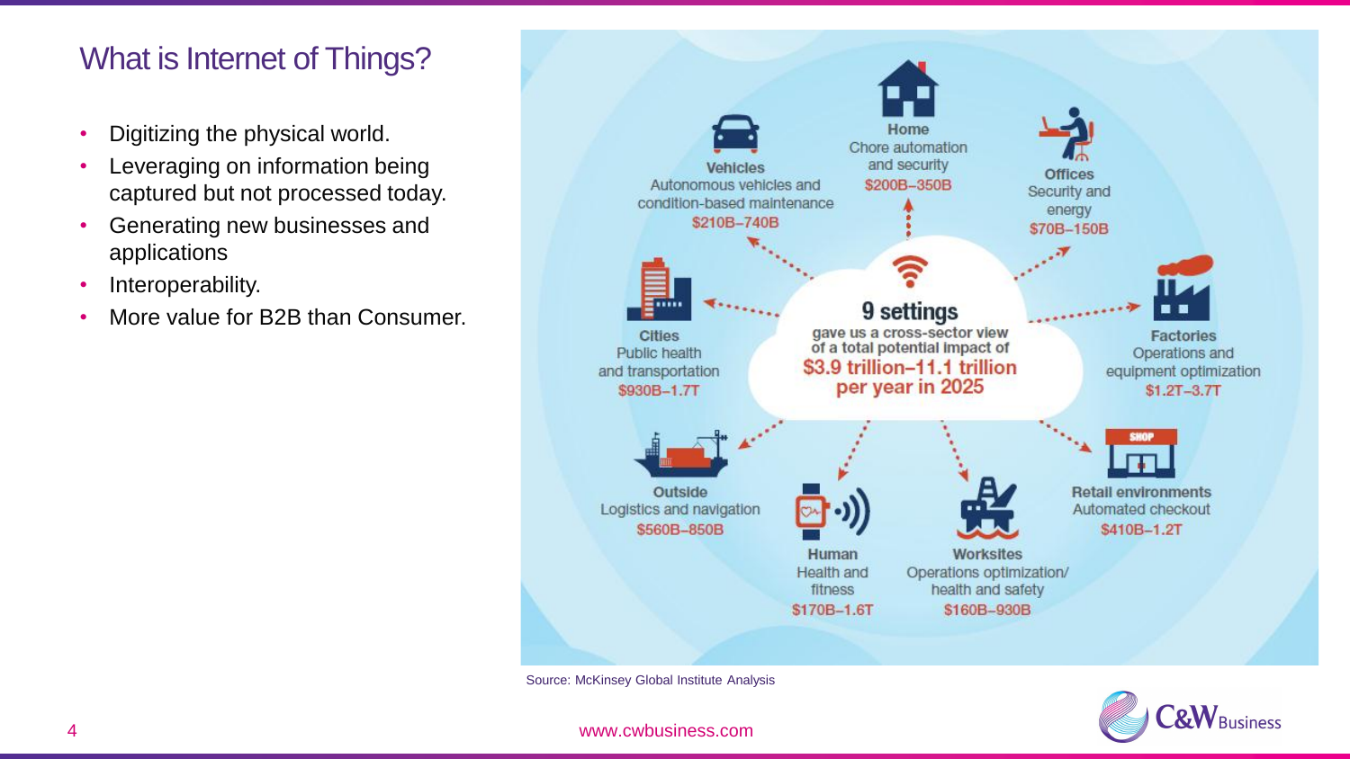# What is Internet of Things?

- Digitizing the physical world.
- Leveraging on information being captured but not processed today.
- Generating new businesses and applications
- Interoperability.
- More value for B2B than Consumer.

**9 settings** gave us a cross-sector view of a total potential impact of **$3.9 trillion–11.1 trillion per year in 2025**

**Home**
Chore automation and security
$200B–350B

**Offices**
Security and energy
$70B–150B

**Factories**
Operations and equipment optimization
$1.2T–3.7T

**Retail environments**
Automated checkout
$410B–1.2T

**Worksites**
Operations optimization/ health and safety
$160B–930B

**Human**
Health and fitness
$170B–1.6T

**Outside**
Logistics and navigation
$560B–850B

**Cities**
Public health and transportation
$930B–1.7T

**Vehicles**
Autonomous vehicles and condition-based maintenance
$210B–740B

Source: McKinsey Global Institute Analysis

www.cwbusiness.com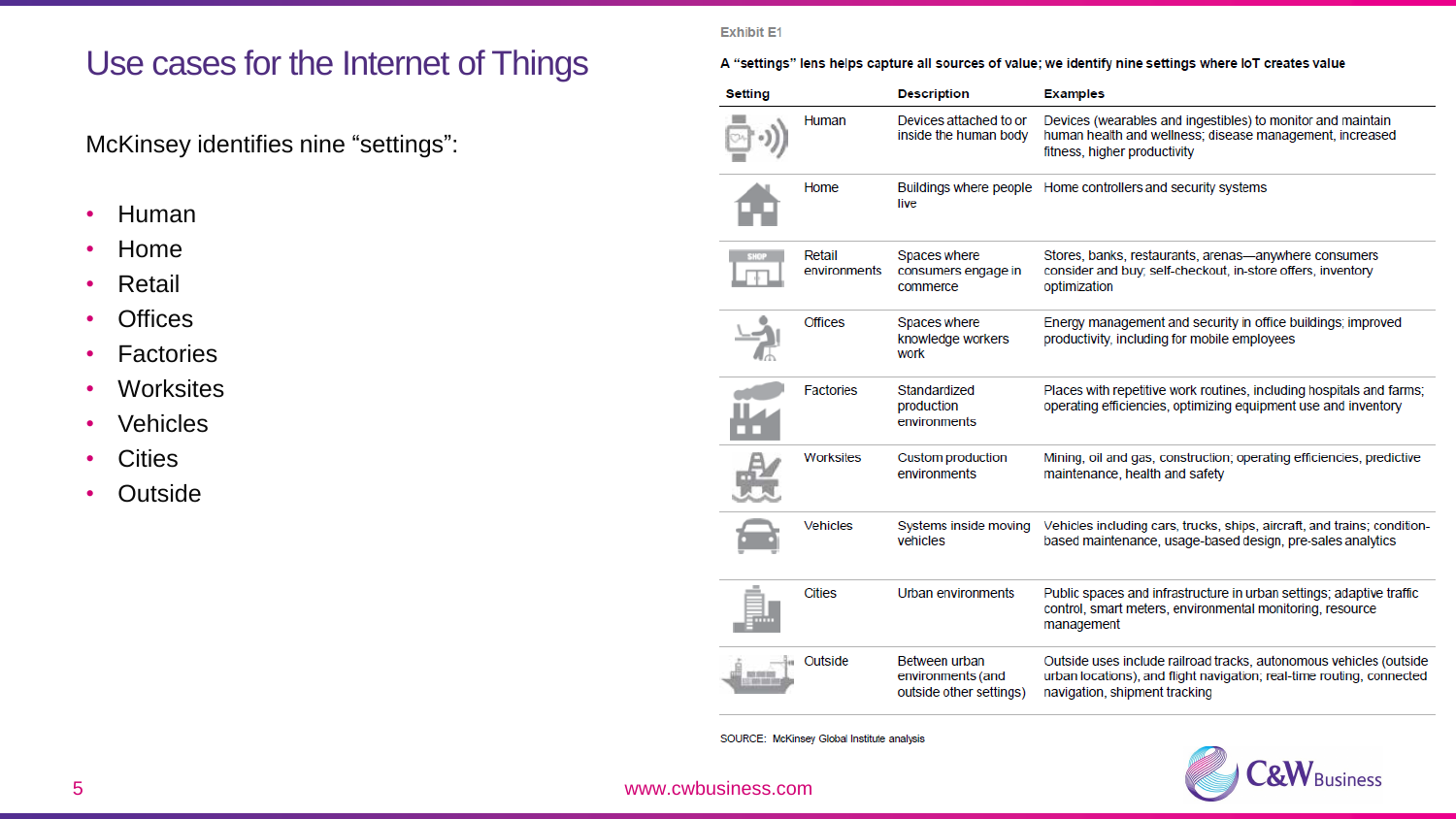# Use cases for the Internet of Things

McKinsey identifies nine "settings":

- Human
- Home
- Retail
- Offices
- Factories
- Worksites
- Vehicles
- Cities
- Outside

Exhibit E1

**A "settings" lens helps capture all sources of value; we identify nine settings where IoT creates value**

| Setting | Description | Examples |
|---|---|---|
| Human | Devices attached to or inside the human body | Devices (wearables and ingestibles) to monitor and maintain human health and wellness; disease management, increased fitness, higher productivity |
| Home | Buildings where people live | Home controllers and security systems |
| Retail environments | Spaces where consumers engage in commerce | Stores, banks, restaurants, arenas—anywhere consumers consider and buy; self-checkout, in-store offers, inventory optimization |
| Offices | Spaces where knowledge workers work | Energy management and security in office buildings; improved productivity, including for mobile employees |
| Factories | Standardized production environments | Places with repetitive work routines, including hospitals and farms; operating efficiencies, optimizing equipment use and inventory |
| Worksites | Custom production environments | Mining, oil and gas, construction; operating efficiencies, predictive maintenance, health and safety |
| Vehicles | Systems inside moving vehicles | Vehicles including cars, trucks, ships, aircraft, and trains; condition-based maintenance, usage-based design, pre-sales analytics |
| Cities | Urban environments | Public spaces and infrastructure in urban settings; adaptive traffic control, smart meters, environmental monitoring, resource management |
| Outside | Between urban environments (and outside other settings) | Outside uses include railroad tracks, autonomous vehicles (outside urban locations), and flight navigation; real-time routing, connected navigation, shipment tracking |

SOURCE: McKinsey Global Institute analysis

www.cwbusiness.com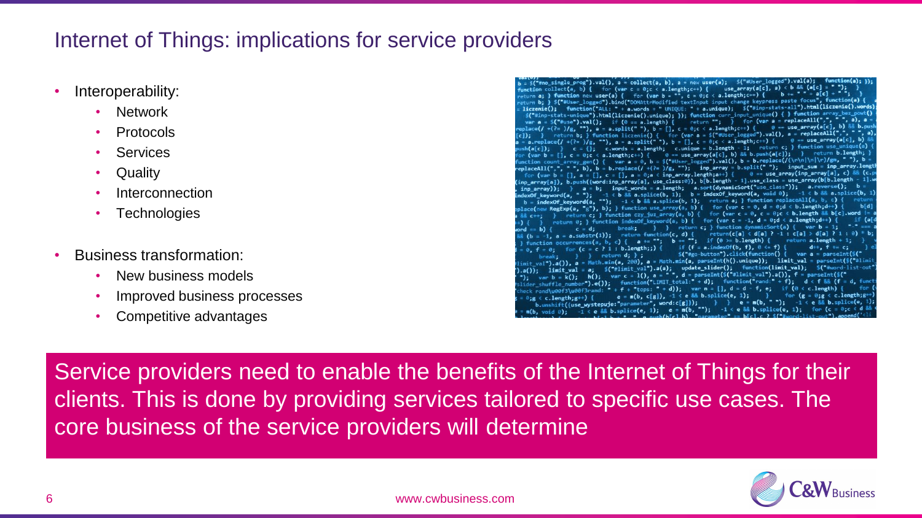# Internet of Things: implications for service providers

- Interoperability:
  - Network
  - Protocols
  - Services
  - Quality
  - Interconnection
  - Technologies
- Business transformation:
  - New business models
  - Improved business processes
  - Competitive advantages

Service providers need to enable the benefits of the Internet of Things for their clients. This is done by providing services tailored to specific use cases. The core business of the service providers will determine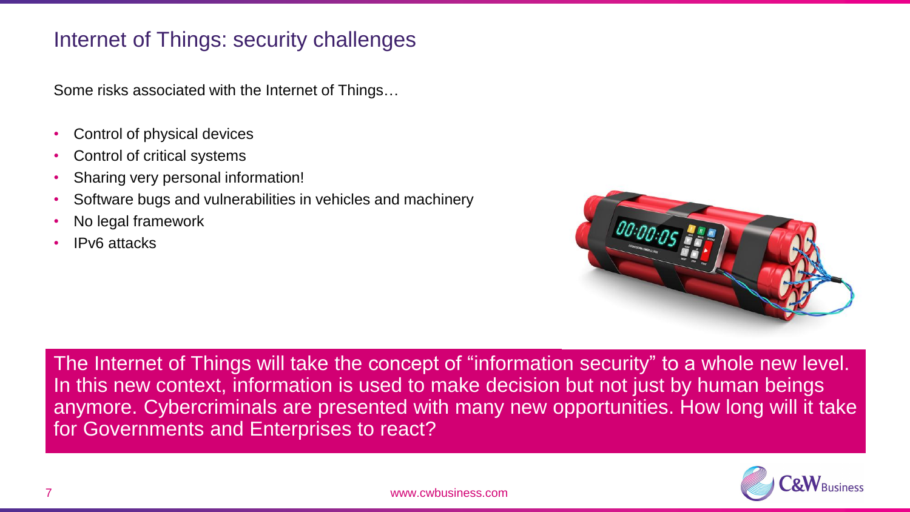# Internet of Things: security challenges

Some risks associated with the Internet of Things…

- Control of physical devices
- Control of critical systems
- Sharing very personal information!
- Software bugs and vulnerabilities in vehicles and machinery
- No legal framework
- IPv6 attacks

The Internet of Things will take the concept of “information security” to a whole new level. In this new context, information is used to make decision but not just by human beings anymore. Cybercriminals are presented with many new opportunities. How long will it take for Governments and Enterprises to react?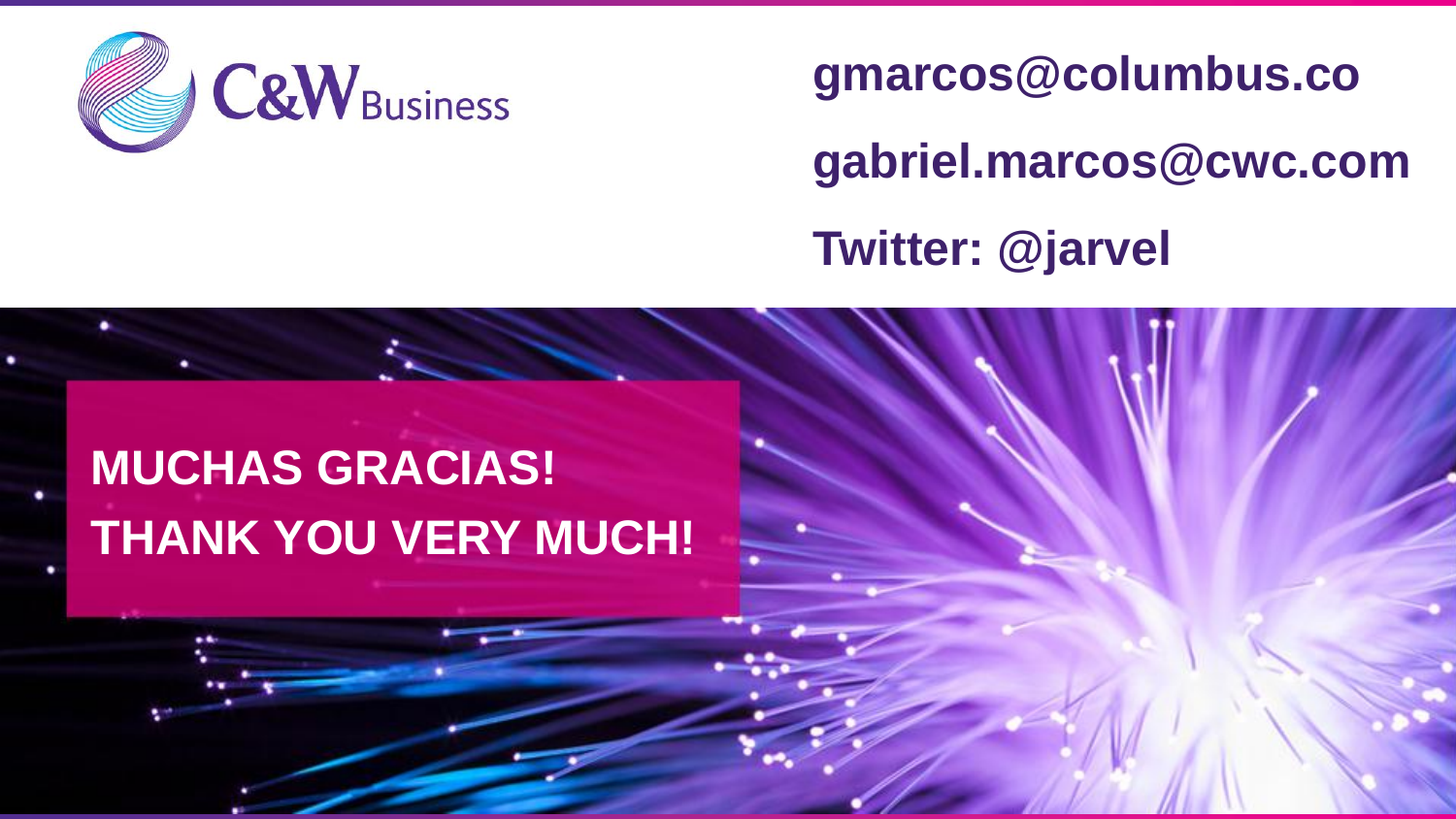C&W Business

gmarcos@columbus.co

gabriel.marcos@cwc.com

Twitter: @jarvel

MUCHAS GRACIAS!
THANK YOU VERY MUCH!